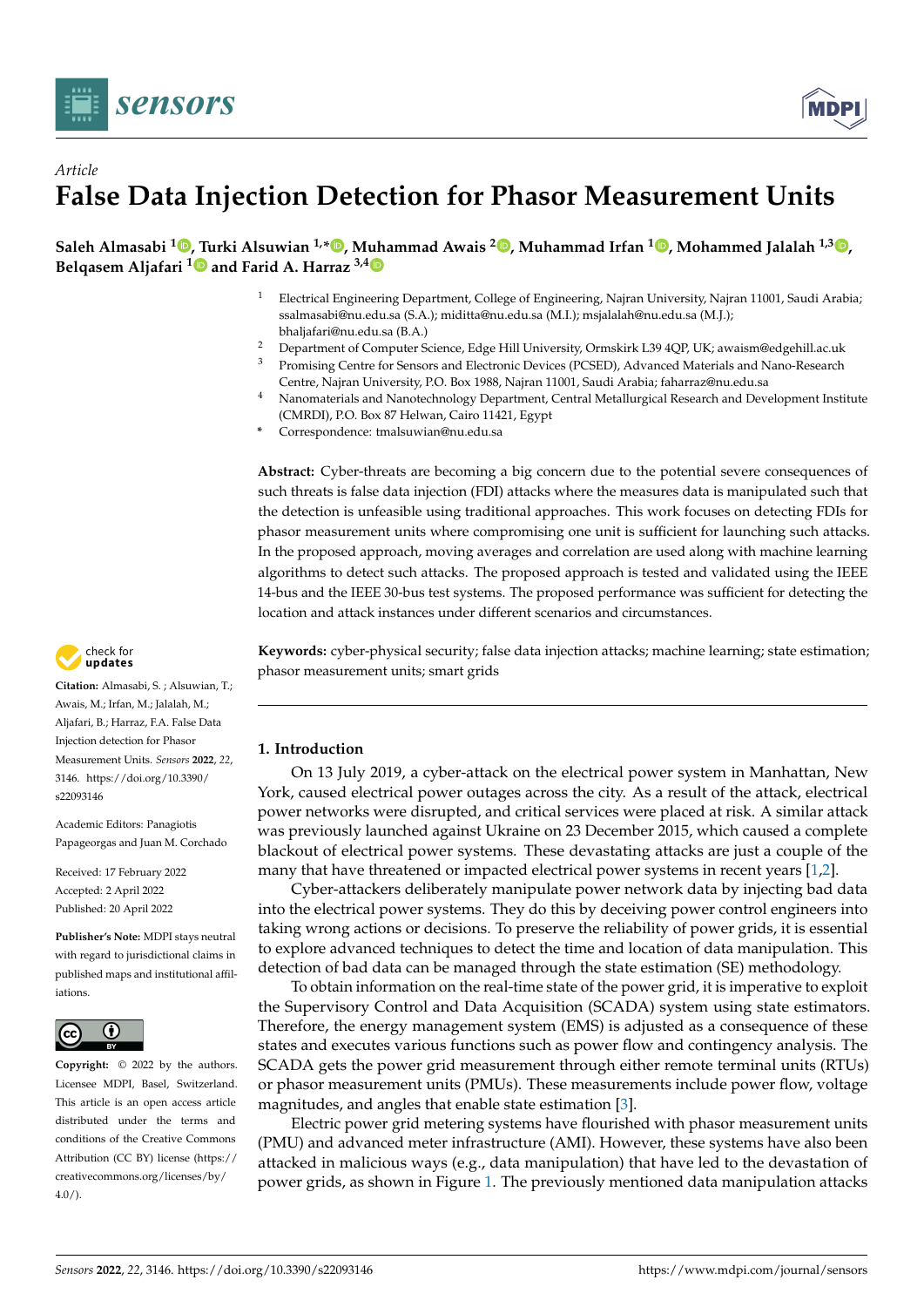*Article*

# False Data Injection Detection for Phasor Measurement Units

**Saleh Almasabi [1], Turki Alsuwian [1,*], Muhammad Awais [2], Muhammad Irfan [1], Mohammed Jalalah [1,3], Belqasem Aljafari [1] and Farid A. Harraz [3,4]**

[1] Electrical Engineering Department, College of Engineering, Najran University, Najran 11001, Saudi Arabia; ssalmasabi@nu.edu.sa (S.A.); miditta@nu.edu.sa (M.I.); msjalalah@nu.edu.sa (M.J.); bhaljafari@nu.edu.sa (B.A.)

[2] Department of Computer Science, Edge Hill University, Ormskirk L39 4QP, UK; awaism@edgehill.ac.uk

[3] Promising Centre for Sensors and Electronic Devices (PCSED), Advanced Materials and Nano-Research Centre, Najran University, P.O. Box 1988, Najran 11001, Saudi Arabia; faharraz@nu.edu.sa

[4] Nanomaterials and Nanotechnology Department, Central Metallurgical Research and Development Institute (CMRDI), P.O. Box 87 Helwan, Cairo 11421, Egypt

* Correspondence: tmalsuwian@nu.edu.sa

**Abstract:** Cyber-threats are becoming a big concern due to the potential severe consequences of such threats is false data injection (FDI) attacks where the measures data is manipulated such that the detection is unfeasible using traditional approaches. This work focuses on detecting FDIs for phasor measurement units where compromising one unit is sufficient for launching such attacks. In the proposed approach, moving averages and correlation are used along with machine learning algorithms to detect such attacks. The proposed approach is tested and validated using the IEEE 14-bus and the IEEE 30-bus test systems. The proposed performance was sufficient for detecting the location and attack instances under different scenarios and circumstances.

**Keywords:** cyber-physical security; false data injection attacks; machine learning; state estimation; phasor measurement units; smart grids

**Citation:** Almasabi, S. ; Alsuwian, T.; Awais, M.; Irfan, M.; Jalalah, M.; Aljafari, B.; Harraz, F.A. False Data Injection detection for Phasor Measurement Units. *Sensors* **2022**, *22*, 3146. https://doi.org/10.3390/s22093146

Academic Editors: Panagiotis Papageorgas and Juan M. Corchado

Received: 17 February 2022
Accepted: 2 April 2022
Published: 20 April 2022

**Publisher's Note:** MDPI stays neutral with regard to jurisdictional claims in published maps and institutional affiliations.

**Copyright:** © 2022 by the authors. Licensee MDPI, Basel, Switzerland. This article is an open access article distributed under the terms and conditions of the Creative Commons Attribution (CC BY) license (https://creativecommons.org/licenses/by/4.0/).

## 1. Introduction

On 13 July 2019, a cyber-attack on the electrical power system in Manhattan, New York, caused electrical power outages across the city. As a result of the attack, electrical power networks were disrupted, and critical services were placed at risk. A similar attack was previously launched against Ukraine on 23 December 2015, which caused a complete blackout of electrical power systems. These devastating attacks are just a couple of the many that have threatened or impacted electrical power systems in recent years [1,2].

Cyber-attackers deliberately manipulate power network data by injecting bad data into the electrical power systems. They do this by deceiving power control engineers into taking wrong actions or decisions. To preserve the reliability of power grids, it is essential to explore advanced techniques to detect the time and location of data manipulation. This detection of bad data can be managed through the state estimation (SE) methodology.

To obtain information on the real-time state of the power grid, it is imperative to exploit the Supervisory Control and Data Acquisition (SCADA) system using state estimators. Therefore, the energy management system (EMS) is adjusted as a consequence of these states and executes various functions such as power flow and contingency analysis. The SCADA gets the power grid measurement through either remote terminal units (RTUs) or phasor measurement units (PMUs). These measurements include power flow, voltage magnitudes, and angles that enable state estimation [3].

Electric power grid metering systems have flourished with phasor measurement units (PMU) and advanced meter infrastructure (AMI). However, these systems have also been attacked in malicious ways (e.g., data manipulation) that have led to the devastation of power grids, as shown in Figure 1. The previously mentioned data manipulation attacks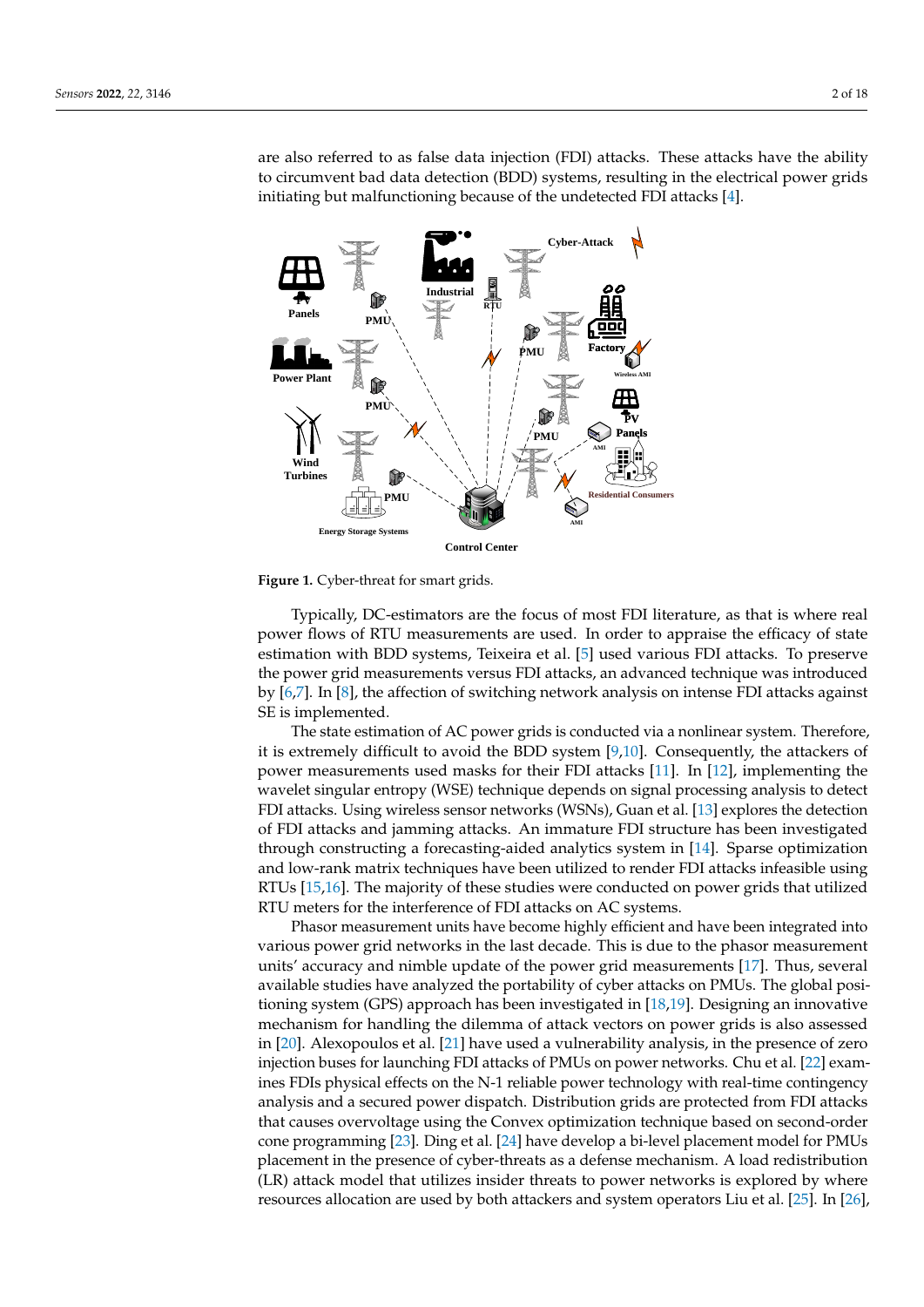are also referred to as false data injection (FDI) attacks. These attacks have the ability to circumvent bad data detection (BDD) systems, resulting in the electrical power grids initiating but malfunctioning because of the undetected FDI attacks [4].

**Figure 1.** Cyber-threat for smart grids.

Typically, DC-estimators are the focus of most FDI literature, as that is where real power flows of RTU measurements are used. In order to appraise the efficacy of state estimation with BDD systems, Teixeira et al. [5] used various FDI attacks. To preserve the power grid measurements versus FDI attacks, an advanced technique was introduced by [6,7]. In [8], the affection of switching network analysis on intense FDI attacks against SE is implemented.

The state estimation of AC power grids is conducted via a nonlinear system. Therefore, it is extremely difficult to avoid the BDD system [9,10]. Consequently, the attackers of power measurements used masks for their FDI attacks [11]. In [12], implementing the wavelet singular entropy (WSE) technique depends on signal processing analysis to detect FDI attacks. Using wireless sensor networks (WSNs), Guan et al. [13] explores the detection of FDI attacks and jamming attacks. An immature FDI structure has been investigated through constructing a forecasting-aided analytics system in [14]. Sparse optimization and low-rank matrix techniques have been utilized to render FDI attacks infeasible using RTUs [15,16]. The majority of these studies were conducted on power grids that utilized RTU meters for the interference of FDI attacks on AC systems.

Phasor measurement units have become highly efficient and have been integrated into various power grid networks in the last decade. This is due to the phasor measurement units' accuracy and nimble update of the power grid measurements [17]. Thus, several available studies have analyzed the portability of cyber attacks on PMUs. The global positioning system (GPS) approach has been investigated in [18,19]. Designing an innovative mechanism for handling the dilemma of attack vectors on power grids is also assessed in [20]. Alexopoulos et al. [21] have used a vulnerability analysis, in the presence of zero injection buses for launching FDI attacks of PMUs on power networks. Chu et al. [22] examines FDIs physical effects on the N-1 reliable power technology with real-time contingency analysis and a secured power dispatch. Distribution grids are protected from FDI attacks that causes overvoltage using the Convex optimization technique based on second-order cone programming [23]. Ding et al. [24] have develop a bi-level placement model for PMUs placement in the presence of cyber-threats as a defense mechanism. A load redistribution (LR) attack model that utilizes insider threats to power networks is explored by where resources allocation are used by both attackers and system operators Liu et al. [25]. In [26],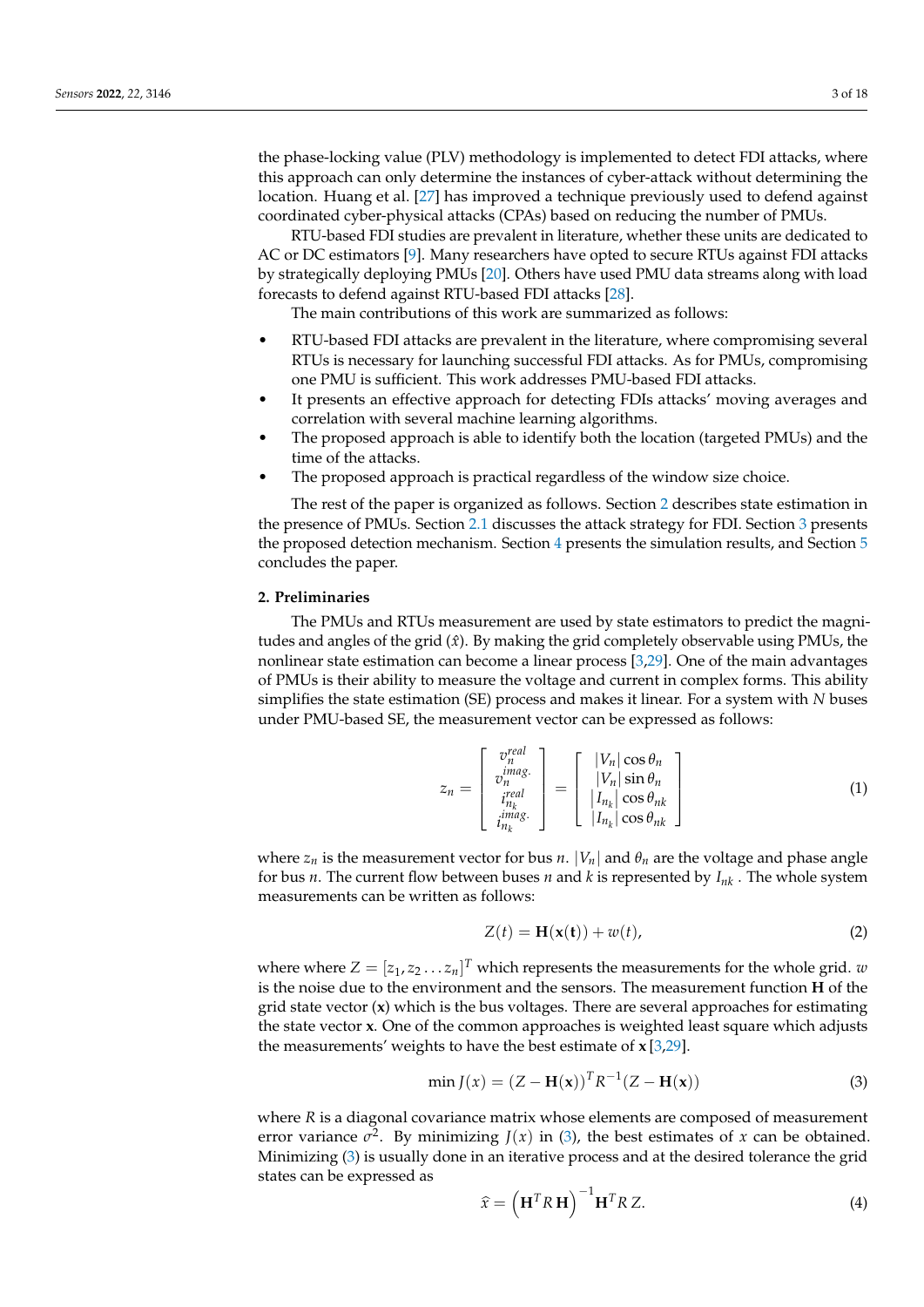the phase-locking value (PLV) methodology is implemented to detect FDI attacks, where this approach can only determine the instances of cyber-attack without determining the location. Huang et al. [27] has improved a technique previously used to defend against coordinated cyber-physical attacks (CPAs) based on reducing the number of PMUs.

RTU-based FDI studies are prevalent in literature, whether these units are dedicated to AC or DC estimators [9]. Many researchers have opted to secure RTUs against FDI attacks by strategically deploying PMUs [20]. Others have used PMU data streams along with load forecasts to defend against RTU-based FDI attacks [28].

The main contributions of this work are summarized as follows:

- RTU-based FDI attacks are prevalent in the literature, where compromising several RTUs is necessary for launching successful FDI attacks. As for PMUs, compromising one PMU is sufficient. This work addresses PMU-based FDI attacks.
- It presents an effective approach for detecting FDIs attacks' moving averages and correlation with several machine learning algorithms.
- The proposed approach is able to identify both the location (targeted PMUs) and the time of the attacks.
- The proposed approach is practical regardless of the window size choice.

The rest of the paper is organized as follows. Section 2 describes state estimation in the presence of PMUs. Section 2.1 discusses the attack strategy for FDI. Section 3 presents the proposed detection mechanism. Section 4 presents the simulation results, and Section 5 concludes the paper.

## 2. Preliminaries

The PMUs and RTUs measurement are used by state estimators to predict the magnitudes and angles of the grid ($\hat{x}$). By making the grid completely observable using PMUs, the nonlinear state estimation can become a linear process [3,29]. One of the main advantages of PMUs is their ability to measure the voltage and current in complex forms. This ability simplifies the state estimation (SE) process and makes it linear. For a system with $N$ buses under PMU-based SE, the measurement vector can be expressed as follows:

$$z_n = \begin{bmatrix} v_n^{real} \\ v_n^{imag.} \\ i_{n_k}^{real} \\ i_{n_k}^{imag.} \end{bmatrix} = \begin{bmatrix} |V_n|\cos\theta_n \\ |V_n|\sin\theta_n \\ |I_{n_k}|\cos\theta_{nk} \\ |I_{n_k}|\cos\theta_{nk} \end{bmatrix} \tag{1}$$

where $z_n$ is the measurement vector for bus $n$. $|V_n|$ and $\theta_n$ are the voltage and phase angle for bus $n$. The current flow between buses $n$ and $k$ is represented by $I_{nk}$ . The whole system measurements can be written as follows:

$$Z(t) = \mathbf{H}(\mathbf{x}(\mathbf{t})) + w(t), \tag{2}$$

where where $Z = [z_1, z_2 \dots z_n]^T$ which represents the measurements for the whole grid. $w$ is the noise due to the environment and the sensors. The measurement function $\mathbf{H}$ of the grid state vector ($\mathbf{x}$) which is the bus voltages. There are several approaches for estimating the state vector $\mathbf{x}$. One of the common approaches is weighted least square which adjusts the measurements' weights to have the best estimate of $\mathbf{x}$ [3,29].

$$\min J(x) = (Z - \mathbf{H}(\mathbf{x}))^T R^{-1} (Z - \mathbf{H}(\mathbf{x})) \tag{3}$$

where $R$ is a diagonal covariance matrix whose elements are composed of measurement error variance $\sigma^2$. By minimizing $J(x)$ in (3), the best estimates of $x$ can be obtained. Minimizing (3) is usually done in an iterative process and at the desired tolerance the grid states can be expressed as

$$\hat{x} = \left(\mathbf{H}^T R\, \mathbf{H}\right)^{-1} \mathbf{H}^T R\, Z. \tag{4}$$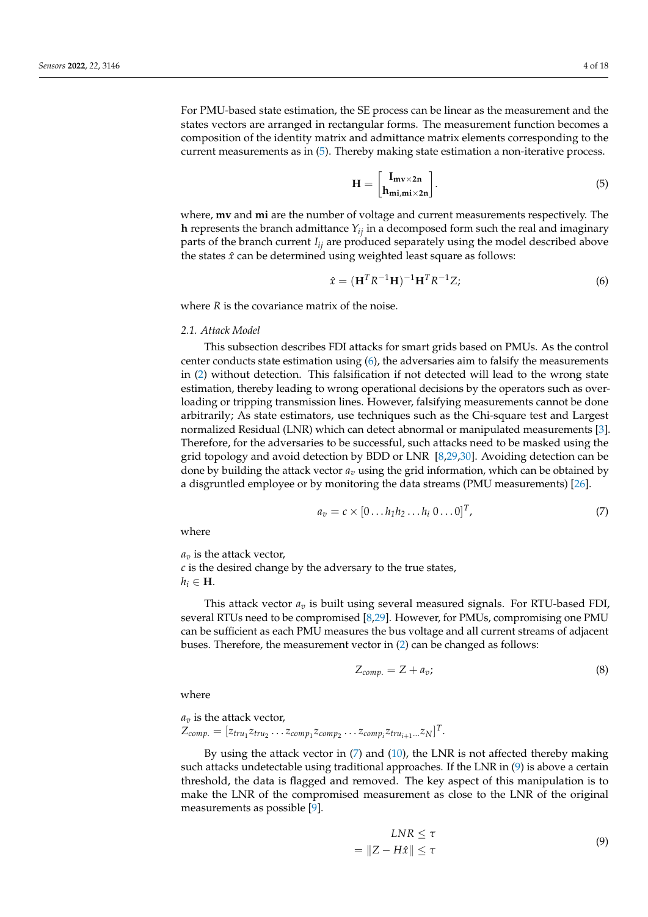For PMU-based state estimation, the SE process can be linear as the measurement and the states vectors are arranged in rectangular forms. The measurement function becomes a composition of the identity matrix and admittance matrix elements corresponding to the current measurements as in (5). Thereby making state estimation a non-iterative process.

$$\mathbf{H} = \begin{bmatrix} \mathbf{I_{mv \times 2n}} \\ \mathbf{h_{mi,mi \times 2n}} \end{bmatrix}. \tag{5}$$

where, **mv** and **mi** are the number of voltage and current measurements respectively. The **h** represents the branch admittance $Y_{ij}$ in a decomposed form such the real and imaginary parts of the branch current $I_{ij}$ are produced separately using the model described above the states $\hat{x}$ can be determined using weighted least square as follows:

$$\hat{x} = (\mathbf{H}^T R^{-1} \mathbf{H})^{-1} \mathbf{H}^T R^{-1} Z; \tag{6}$$

where $R$ is the covariance matrix of the noise.

### 2.1. Attack Model

This subsection describes FDI attacks for smart grids based on PMUs. As the control center conducts state estimation using (6), the adversaries aim to falsify the measurements in (2) without detection. This falsification if not detected will lead to the wrong state estimation, thereby leading to wrong operational decisions by the operators such as overloading or tripping transmission lines. However, falsifying measurements cannot be done arbitrarily; As state estimators, use techniques such as the Chi-square test and Largest normalized Residual (LNR) which can detect abnormal or manipulated measurements [3]. Therefore, for the adversaries to be successful, such attacks need to be masked using the grid topology and avoid detection by BDD or LNR [8,29,30]. Avoiding detection can be done by building the attack vector $a_v$ using the grid information, which can be obtained by a disgruntled employee or by monitoring the data streams (PMU measurements) [26].

$$a_v = c \times [0 \ldots h_1 h_2 \ldots h_i \; 0 \ldots 0]^T, \tag{7}$$

where

$a_v$ is the attack vector,
$c$ is the desired change by the adversary to the true states,
$h_i \in \mathbf{H}$.

This attack vector $a_v$ is built using several measured signals. For RTU-based FDI, several RTUs need to be compromised [8,29]. However, for PMUs, compromising one PMU can be sufficient as each PMU measures the bus voltage and all current streams of adjacent buses. Therefore, the measurement vector in (2) can be changed as follows:

$$Z_{comp.} = Z + a_v; \tag{8}$$

where

$a_v$ is the attack vector,
$Z_{comp.} = [z_{tru_1} z_{tru_2} \ldots z_{comp_1} z_{comp_2} \ldots z_{comp_i} z_{tru_{i+1}} \ldots z_N]^T$.

By using the attack vector in (7) and (10), the LNR is not affected thereby making such attacks undetectable using traditional approaches. If the LNR in (9) is above a certain threshold, the data is flagged and removed. The key aspect of this manipulation is to make the LNR of the compromised measurement as close to the LNR of the original measurements as possible [9].

$$\begin{aligned} LNR &\leq \tau \\ = \|Z - H\hat{x}\| &\leq \tau \end{aligned} \tag{9}$$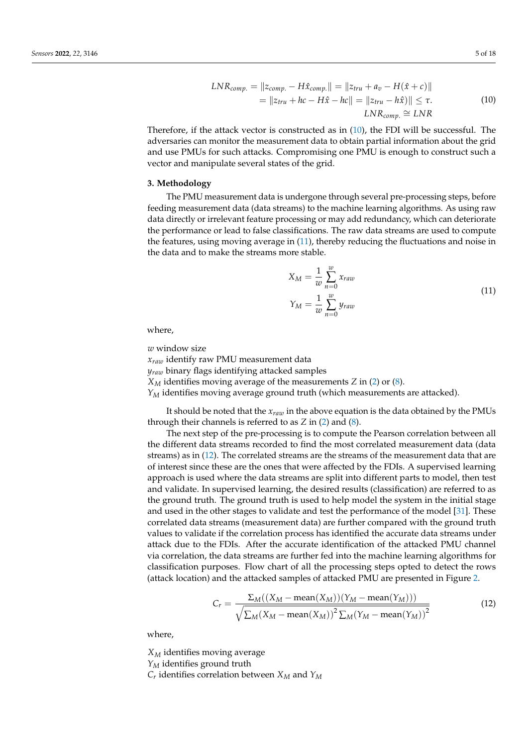$$
\begin{aligned}
LNR_{comp.} = \|z_{comp.} - H\hat{x}_{comp.}\| &= \|z_{tru} + a_v - H(\hat{x} + c)\| \\
&= \|z_{tru} + hc - H\hat{x} - hc\| = \|z_{tru} - h\hat{x})\| \leq \tau. \\
LNR_{comp.} &\cong LNR
\end{aligned}
\tag{10}
$$

Therefore, if the attack vector is constructed as in (10), the FDI will be successful. The adversaries can monitor the measurement data to obtain partial information about the grid and use PMUs for such attacks. Compromising one PMU is enough to construct such a vector and manipulate several states of the grid.

## 3. Methodology

The PMU measurement data is undergone through several pre-processing steps, before feeding measurement data (data streams) to the machine learning algorithms. As using raw data directly or irrelevant feature processing or may add redundancy, which can deteriorate the performance or lead to false classifications. The raw data streams are used to compute the features, using moving average in (11), thereby reducing the fluctuations and noise in the data and to make the streams more stable.

$$
\begin{aligned}
X_M &= \frac{1}{w}\sum_{n=0}^{w} x_{raw} \\
Y_M &= \frac{1}{w}\sum_{n=0}^{w} y_{raw}
\end{aligned}
\tag{11}
$$

where,

$w$ window size
$x_{raw}$ identify raw PMU measurement data
$y_{raw}$ binary flags identifying attacked samples
$X_M$ identifies moving average of the measurements $Z$ in (2) or (8).
$Y_M$ identifies moving average ground truth (which measurements are attacked).

It should be noted that the $x_{raw}$ in the above equation is the data obtained by the PMUs through their channels is referred to as $Z$ in (2) and (8).

The next step of the pre-processing is to compute the Pearson correlation between all the different data streams recorded to find the most correlated measurement data (data streams) as in (12). The correlated streams are the streams of the measurement data that are of interest since these are the ones that were affected by the FDIs. A supervised learning approach is used where the data streams are split into different parts to model, then test and validate. In supervised learning, the desired results (classification) are referred to as the ground truth. The ground truth is used to help model the system in the initial stage and used in the other stages to validate and test the performance of the model [31]. These correlated data streams (measurement data) are further compared with the ground truth values to validate if the correlation process has identified the accurate data streams under attack due to the FDIs. After the accurate identification of the attacked PMU channel via correlation, the data streams are further fed into the machine learning algorithms for classification purposes. Flow chart of all the processing steps opted to detect the rows (attack location) and the attacked samples of attacked PMU are presented in Figure 2.

$$
C_r = \frac{\Sigma_M((X_M - \text{mean}(X_M))(Y_M - \text{mean}(Y_M)))}{\sqrt{\sum_M (X_M - \text{mean}(X_M))^2 \sum_M (Y_M - \text{mean}(Y_M))^2}}
\tag{12}
$$

where,

$X_M$ identifies moving average
$Y_M$ identifies ground truth
$C_r$ identifies correlation between $X_M$ and $Y_M$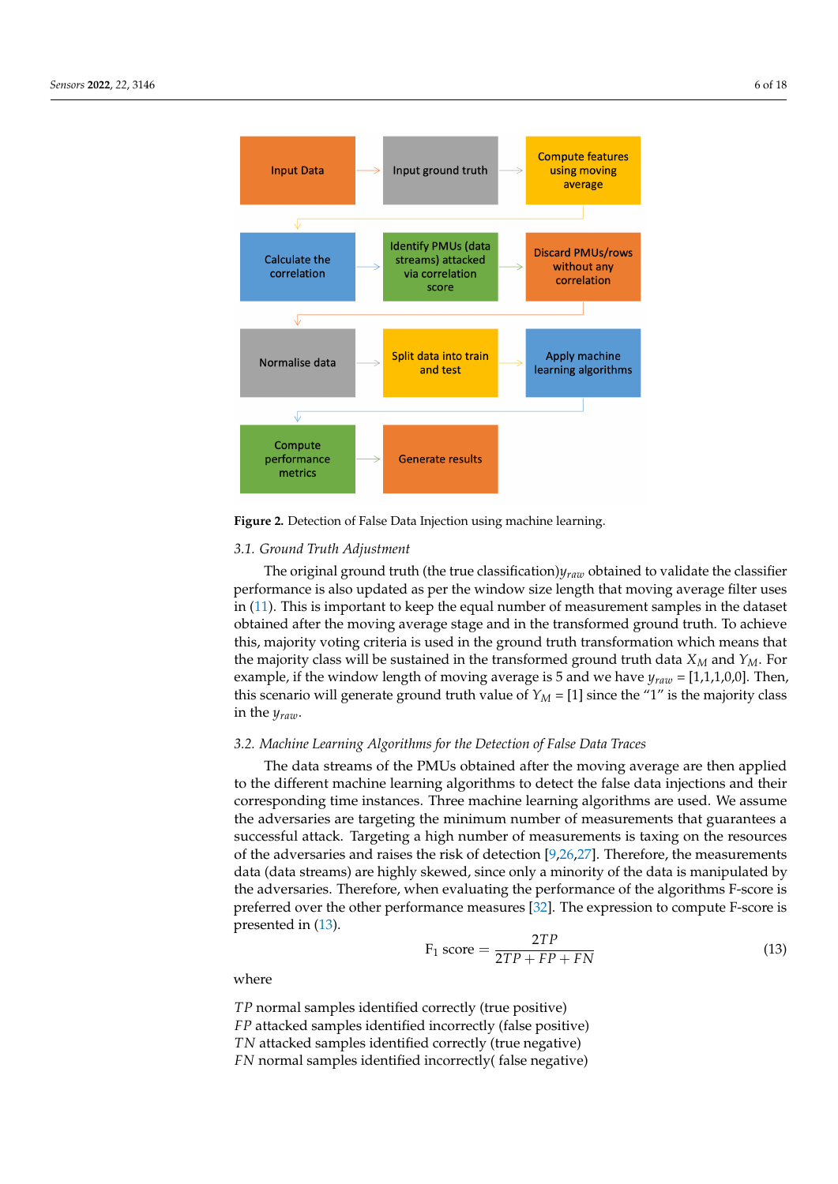**Figure 2.** Detection of False Data Injection using machine learning.

### 3.1. Ground Truth Adjustment

The original ground truth (the true classification)$y_{raw}$ obtained to validate the classifier performance is also updated as per the window size length that moving average filter uses in (11). This is important to keep the equal number of measurement samples in the dataset obtained after the moving average stage and in the transformed ground truth. To achieve this, majority voting criteria is used in the ground truth transformation which means that the majority class will be sustained in the transformed ground truth data $X_M$ and $Y_M$. For example, if the window length of moving average is 5 and we have $y_{raw}$ = [1,1,1,0,0]. Then, this scenario will generate ground truth value of $Y_M$ = [1] since the "1" is the majority class in the $y_{raw}$.

### 3.2. Machine Learning Algorithms for the Detection of False Data Traces

The data streams of the PMUs obtained after the moving average are then applied to the different machine learning algorithms to detect the false data injections and their corresponding time instances. Three machine learning algorithms are used. We assume the adversaries are targeting the minimum number of measurements that guarantees a successful attack. Targeting a high number of measurements is taxing on the resources of the adversaries and raises the risk of detection [9,26,27]. Therefore, the measurements data (data streams) are highly skewed, since only a minority of the data is manipulated by the adversaries. Therefore, when evaluating the performance of the algorithms F-score is preferred over the other performance measures [32]. The expression to compute F-score is presented in (13).

$$\text{F}_1 \text{ score} = \frac{2TP}{2TP + FP + FN} \tag{13}$$

where

$TP$ normal samples identified correctly (true positive)
$FP$ attacked samples identified incorrectly (false positive)
$TN$ attacked samples identified correctly (true negative)
$FN$ normal samples identified incorrectly( false negative)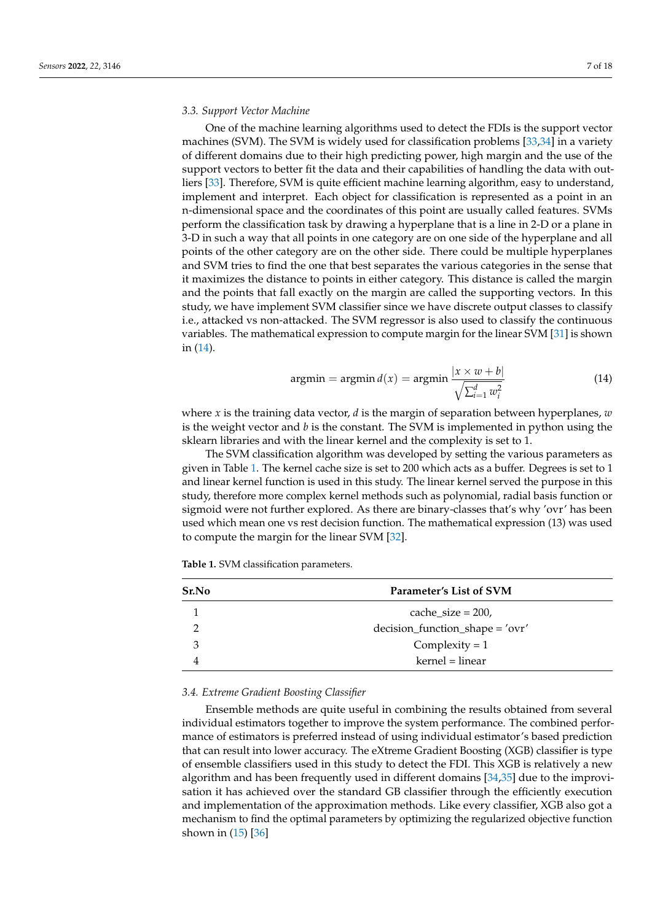### 3.3. Support Vector Machine

One of the machine learning algorithms used to detect the FDIs is the support vector machines (SVM). The SVM is widely used for classification problems [33,34] in a variety of different domains due to their high predicting power, high margin and the use of the support vectors to better fit the data and their capabilities of handling the data with outliers [33]. Therefore, SVM is quite efficient machine learning algorithm, easy to understand, implement and interpret. Each object for classification is represented as a point in an n-dimensional space and the coordinates of this point are usually called features. SVMs perform the classification task by drawing a hyperplane that is a line in 2-D or a plane in 3-D in such a way that all points in one category are on one side of the hyperplane and all points of the other category are on the other side. There could be multiple hyperplanes and SVM tries to find the one that best separates the various categories in the sense that it maximizes the distance to points in either category. This distance is called the margin and the points that fall exactly on the margin are called the supporting vectors. In this study, we have implement SVM classifier since we have discrete output classes to classify i.e., attacked vs non-attacked. The SVM regressor is also used to classify the continuous variables. The mathematical expression to compute margin for the linear SVM [31] is shown in (14).

$$\text{argmin} = \text{argmin}\, d(x) = \text{argmin}\, \frac{|x \times w + b|}{\sqrt{\sum_{i=1}^{d} w_i^2}} \tag{14}$$

where $x$ is the training data vector, $d$ is the margin of separation between hyperplanes, $w$ is the weight vector and $b$ is the constant. The SVM is implemented in python using the sklearn libraries and with the linear kernel and the complexity is set to 1.

The SVM classification algorithm was developed by setting the various parameters as given in Table 1. The kernel cache size is set to 200 which acts as a buffer. Degrees is set to 1 and linear kernel function is used in this study. The linear kernel served the purpose in this study, therefore more complex kernel methods such as polynomial, radial basis function or sigmoid were not further explored. As there are binary-classes that's why 'ovr' has been used which mean one vs rest decision function. The mathematical expression (13) was used to compute the margin for the linear SVM [32].

**Table 1.** SVM classification parameters.

| Sr.No | Parameter's List of SVM |
|---|---|
| 1 | cache_size = 200, |
| 2 | decision_function_shape = 'ovr' |
| 3 | Complexity = 1 |
| 4 | kernel = linear |

### 3.4. Extreme Gradient Boosting Classifier

Ensemble methods are quite useful in combining the results obtained from several individual estimators together to improve the system performance. The combined performance of estimators is preferred instead of using individual estimator's based prediction that can result into lower accuracy. The eXtreme Gradient Boosting (XGB) classifier is type of ensemble classifiers used in this study to detect the FDI. This XGB is relatively a new algorithm and has been frequently used in different domains [34,35] due to the improvisation it has achieved over the standard GB classifier through the efficiently execution and implementation of the approximation methods. Like every classifier, XGB also got a mechanism to find the optimal parameters by optimizing the regularized objective function shown in (15) [36]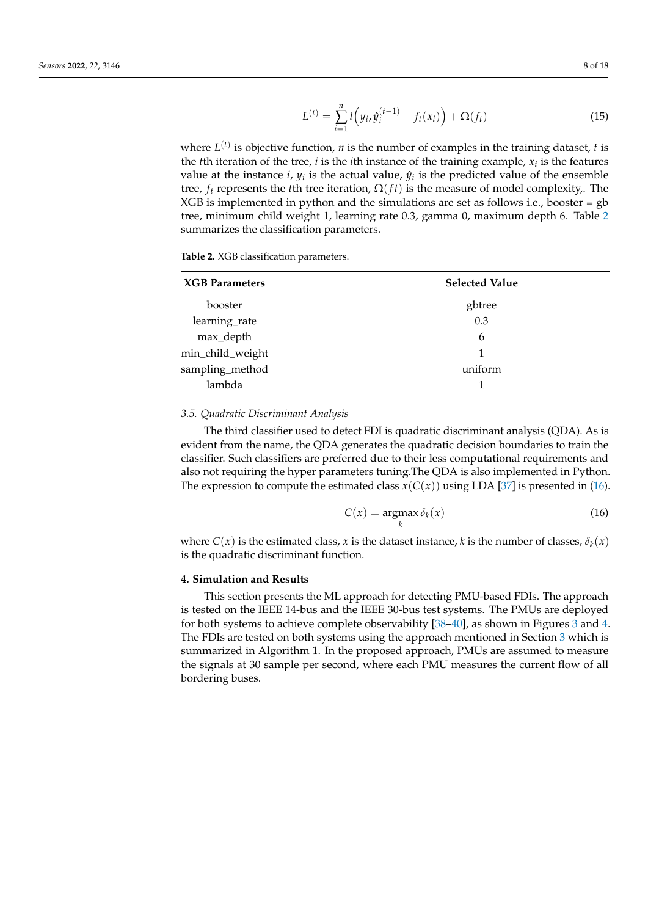$$L^{(t)} = \sum_{i=1}^{n} l\left(y_i, \hat{y}_i^{(t-1)} + f_t(x_i)\right) + \Omega(f_t) \tag{15}$$

where $L^{(t)}$ is objective function, $n$ is the number of examples in the training dataset, $t$ is the $t$th iteration of the tree, $i$ is the $i$th instance of the training example, $x_i$ is the features value at the instance $i$, $y_i$ is the actual value, $\hat{y}_i$ is the predicted value of the ensemble tree, $f_t$ represents the $t$th tree iteration, $\Omega(ft)$ is the measure of model complexity,. The XGB is implemented in python and the simulations are set as follows i.e., booster = gb tree, minimum child weight 1, learning rate 0.3, gamma 0, maximum depth 6. Table 2 summarizes the classification parameters.

**Table 2.** XGB classification parameters.

| XGB Parameters | Selected Value |
|---|---|
| booster | gbtree |
| learning_rate | 0.3 |
| max_depth | 6 |
| min_child_weight | 1 |
| sampling_method | uniform |
| lambda | 1 |

### *3.5. Quadratic Discriminant Analysis*

The third classifier used to detect FDI is quadratic discriminant analysis (QDA). As is evident from the name, the QDA generates the quadratic decision boundaries to train the classifier. Such classifiers are preferred due to their less computational requirements and also not requiring the hyper parameters tuning.The QDA is also implemented in Python. The expression to compute the estimated class $x(C(x))$ using LDA [37] is presented in (16).

$$C(x) = \underset{k}{\operatorname{argmax}}\, \delta_k(x) \tag{16}$$

where $C(x)$ is the estimated class, $x$ is the dataset instance, $k$ is the number of classes, $\delta_k(x)$ is the quadratic discriminant function.

## **4. Simulation and Results**

This section presents the ML approach for detecting PMU-based FDIs. The approach is tested on the IEEE 14-bus and the IEEE 30-bus test systems. The PMUs are deployed for both systems to achieve complete observability [38–40], as shown in Figures 3 and 4. The FDIs are tested on both systems using the approach mentioned in Section 3 which is summarized in Algorithm 1. In the proposed approach, PMUs are assumed to measure the signals at 30 sample per second, where each PMU measures the current flow of all bordering buses.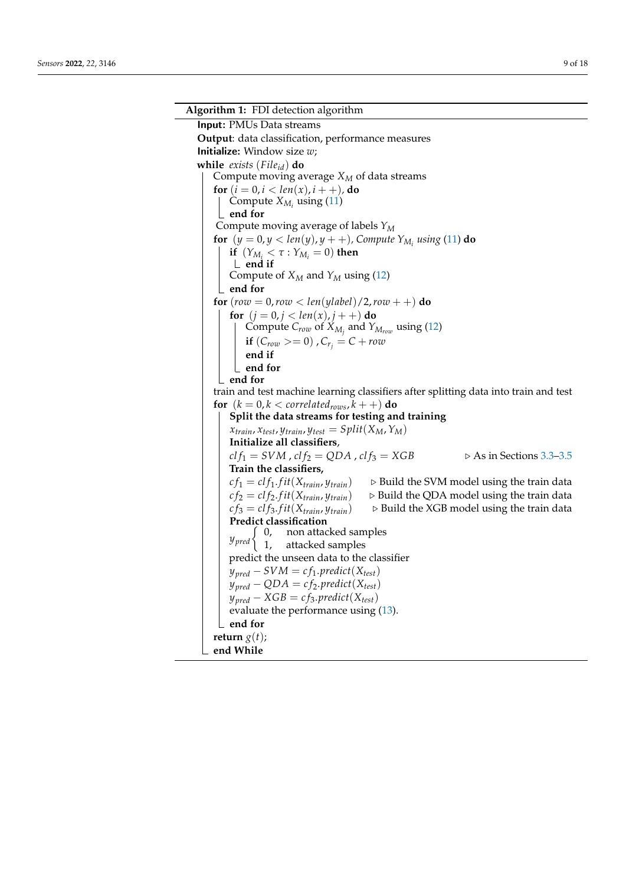**Algorithm 1:** FDI detection algorithm

**Input:** PMUs Data streams
**Output**: data classification, performance measures
**Initialize:** Window size $w$;
**while** *exists* $(File_{id})$ **do**
  Compute moving average $X_M$ of data streams
  **for** $(i = 0, i < len(x), i++)$, **do**
    Compute $X_{M_i}$ using (11)
  **end for**
  Compute moving average of labels $Y_M$
  **for** $(y = 0, y < len(y), y++)$, *Compute* $Y_{M_i}$ *using* (11) **do**
    **if** $(Y_{M_i} < \tau : Y_{M_i} = 0)$ **then**
    **end if**
    Compute of $X_M$ and $Y_M$ using (12)
  **end for**
  **for** $(row = 0, row < len(ylabel)/2, row++)$ **do**
    **for** $(j = 0, j < len(x), j++)$ **do**
      Compute $C_{row}$ of $X_{M_j}$ and $Y_{M_{row}}$ using (12)
      **if** $(C_{row} >= 0)$ , $C_{r_j} = C + row$
      **end if**
    **end for**
  **end for**
  train and test machine learning classifiers after splitting data into train and test
  **for** $(k = 0, k < correlated_{rows}, k++)$ **do**
    **Split the data streams for testing and training**
    $x_{train}, x_{test}, y_{train}, y_{test} = Split(X_M, Y_M)$
    **Initialize all classifiers**,
    $clf_1 = SVM$ , $clf_2 = QDA$ , $clf_3 = XGB$ ▷ As in Sections 3.3–3.5
    **Train the classifiers**,
    $cf_1 = clf_1.fit(X_{train}, y_{train})$ ▷ Build the SVM model using the train data
    $cf_2 = clf_2.fit(X_{train}, y_{train})$ ▷ Build the QDA model using the train data
    $cf_3 = clf_3.fit(X_{train}, y_{train})$ ▷ Build the XGB model using the train data
    **Predict classification**
    $$y_{pred}\begin{cases} 0, & \text{non attacked samples} \\ 1, & \text{attacked samples} \end{cases}$$
    predict the unseen data to the classifier
    $y_{pred} - SVM = cf_1.predict(X_{test})$
    $y_{pred} - QDA = cf_2.predict(X_{test})$
    $y_{pred} - XGB = cf_3.predict(X_{test})$
    evaluate the performance using (13).
  **end for**
  **return** $g(t)$;
**end While**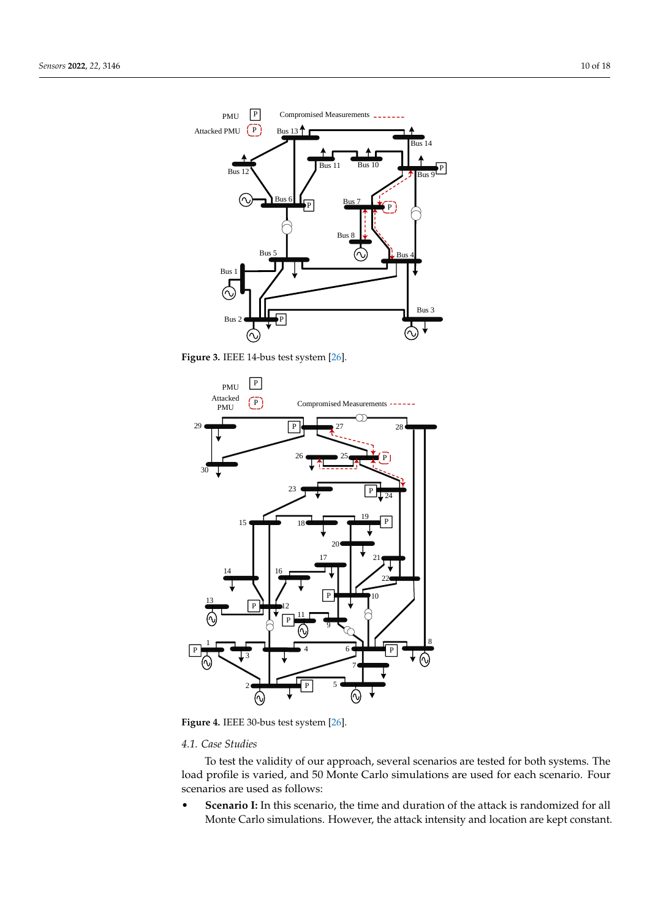**Figure 3.** IEEE 14-bus test system [26].

**Figure 4.** IEEE 30-bus test system [26].

*4.1. Case Studies*

To test the validity of our approach, several scenarios are tested for both systems. The load profile is varied, and 50 Monte Carlo simulations are used for each scenario. Four scenarios are used as follows:

- **Scenario I:** In this scenario, the time and duration of the attack is randomized for all Monte Carlo simulations. However, the attack intensity and location are kept constant.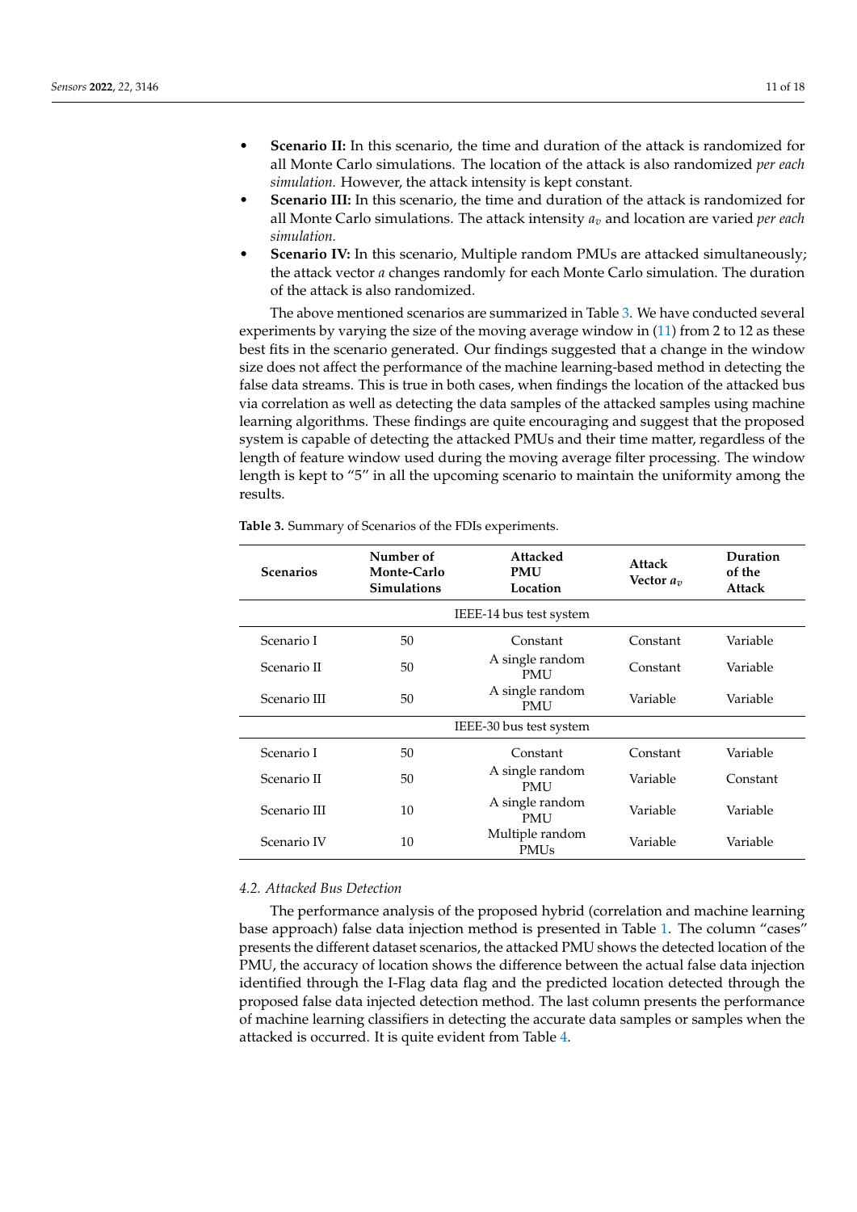- **Scenario II:** In this scenario, the time and duration of the attack is randomized for all Monte Carlo simulations. The location of the attack is also randomized *per each simulation.* However, the attack intensity is kept constant.
- **Scenario III:** In this scenario, the time and duration of the attack is randomized for all Monte Carlo simulations. The attack intensity $a_v$ and location are varied *per each simulation.*
- **Scenario IV:** In this scenario, Multiple random PMUs are attacked simultaneously; the attack vector $a$ changes randomly for each Monte Carlo simulation. The duration of the attack is also randomized.

The above mentioned scenarios are summarized in Table 3. We have conducted several experiments by varying the size of the moving average window in (11) from 2 to 12 as these best fits in the scenario generated. Our findings suggested that a change in the window size does not affect the performance of the machine learning-based method in detecting the false data streams. This is true in both cases, when findings the location of the attacked bus via correlation as well as detecting the data samples of the attacked samples using machine learning algorithms. These findings are quite encouraging and suggest that the proposed system is capable of detecting the attacked PMUs and their time matter, regardless of the length of feature window used during the moving average filter processing. The window length is kept to "5" in all the upcoming scenario to maintain the uniformity among the results.

**Table 3.** Summary of Scenarios of the FDIs experiments.

| Scenarios | Number of Monte-Carlo Simulations | Attacked PMU Location | Attack Vector $a_v$ | Duration of the Attack |
|---|---|---|---|---|
| IEEE-14 bus test system | | | | |
| Scenario I | 50 | Constant | Constant | Variable |
| Scenario II | 50 | A single random PMU | Constant | Variable |
| Scenario III | 50 | A single random PMU | Variable | Variable |
| IEEE-30 bus test system | | | | |
| Scenario I | 50 | Constant | Constant | Variable |
| Scenario II | 50 | A single random PMU | Variable | Constant |
| Scenario III | 10 | A single random PMU | Variable | Variable |
| Scenario IV | 10 | Multiple random PMUs | Variable | Variable |

### 4.2. Attacked Bus Detection

The performance analysis of the proposed hybrid (correlation and machine learning base approach) false data injection method is presented in Table 1. The column "cases" presents the different dataset scenarios, the attacked PMU shows the detected location of the PMU, the accuracy of location shows the difference between the actual false data injection identified through the I-Flag data flag and the predicted location detected through the proposed false data injected detection method. The last column presents the performance of machine learning classifiers in detecting the accurate data samples or samples when the attacked is occurred. It is quite evident from Table 4.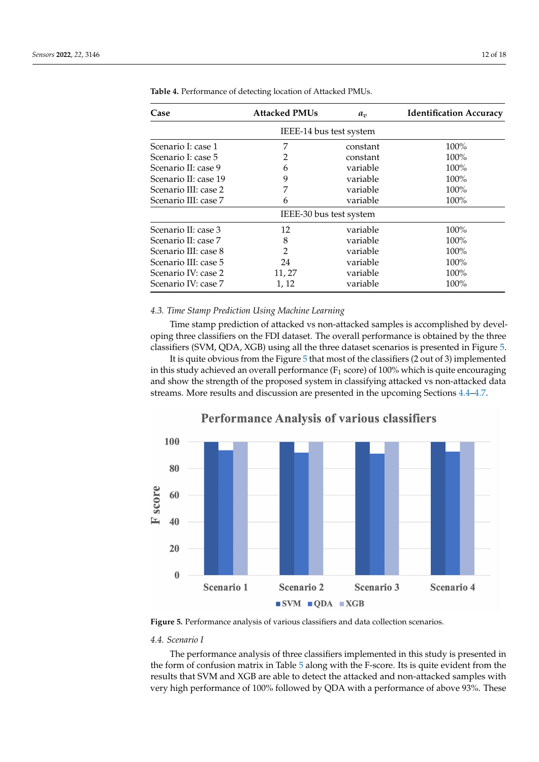**Table 4.** Performance of detecting location of Attacked PMUs.

| Case | Attacked PMUs | $a_v$ | Identification Accuracy |
|---|---|---|---|
| IEEE-14 bus test system | | | |
| Scenario I: case 1 | 7 | constant | 100% |
| Scenario I: case 5 | 2 | constant | 100% |
| Scenario II: case 9 | 6 | variable | 100% |
| Scenario II: case 19 | 9 | variable | 100% |
| Scenario III: case 2 | 7 | variable | 100% |
| Scenario III: case 7 | 6 | variable | 100% |
| IEEE-30 bus test system | | | |
| Scenario II: case 3 | 12 | variable | 100% |
| Scenario II: case 7 | 8 | variable | 100% |
| Scenario III: case 8 | 2 | variable | 100% |
| Scenario III: case 5 | 24 | variable | 100% |
| Scenario IV: case 2 | 11, 27 | variable | 100% |
| Scenario IV: case 7 | 1, 12 | variable | 100% |

### 4.3. Time Stamp Prediction Using Machine Learning

Time stamp prediction of attacked vs non-attacked samples is accomplished by developing three classifiers on the FDI dataset. The overall performance is obtained by the three classifiers (SVM, QDA, XGB) using all the three dataset scenarios is presented in Figure 5.

It is quite obvious from the Figure 5 that most of the classifiers (2 out of 3) implemented in this study achieved an overall performance ($F_1$ score) of 100% which is quite encouraging and show the strength of the proposed system in classifying attacked vs non-attacked data streams. More results and discussion are presented in the upcoming Sections 4.4–4.7.

**Figure 5.** Performance analysis of various classifiers and data collection scenarios.

### 4.4. Scenario I

The performance analysis of three classifiers implemented in this study is presented in the form of confusion matrix in Table 5 along with the F-score. Its is quite evident from the results that SVM and XGB are able to detect the attacked and non-attacked samples with very high performance of 100% followed by QDA with a performance of above 93%. These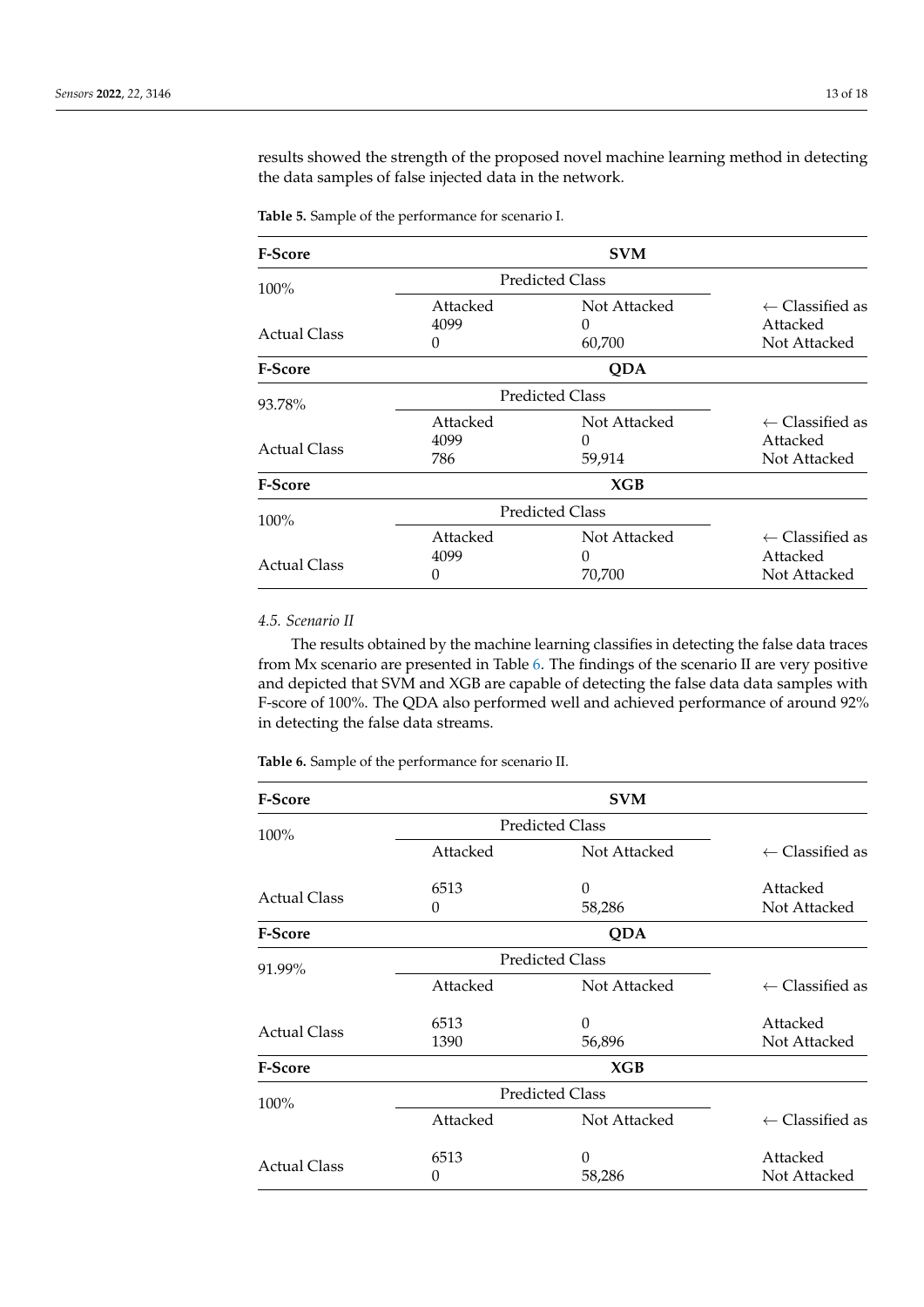results showed the strength of the proposed novel machine learning method in detecting the data samples of false injected data in the network.

**Table 5.** Sample of the performance for scenario I.

| **F-Score** | **SVM** | | |
|---|---|---|---|
| 100% | Predicted Class | | |
| | Attacked | Not Attacked | ← Classified as |
| Actual Class | 4099 | 0 | Attacked |
| | 0 | 60,700 | Not Attacked |
| **F-Score** | **QDA** | | |
| 93.78% | Predicted Class | | |
| | Attacked | Not Attacked | ← Classified as |
| Actual Class | 4099 | 0 | Attacked |
| | 786 | 59,914 | Not Attacked |
| **F-Score** | **XGB** | | |
| 100% | Predicted Class | | |
| | Attacked | Not Attacked | ← Classified as |
| Actual Class | 4099 | 0 | Attacked |
| | 0 | 70,700 | Not Attacked |

### *4.5. Scenario II*

The results obtained by the machine learning classifies in detecting the false data traces from Mx scenario are presented in Table 6. The findings of the scenario II are very positive and depicted that SVM and XGB are capable of detecting the false data data samples with F-score of 100%. The QDA also performed well and achieved performance of around 92% in detecting the false data streams.

**Table 6.** Sample of the performance for scenario II.

| **F-Score** | **SVM** | | |
|---|---|---|---|
| 100% | Predicted Class | | |
| | Attacked | Not Attacked | ← Classified as |
| Actual Class | 6513 | 0 | Attacked |
| | 0 | 58,286 | Not Attacked |
| **F-Score** | **QDA** | | |
| 91.99% | Predicted Class | | |
| | Attacked | Not Attacked | ← Classified as |
| Actual Class | 6513 | 0 | Attacked |
| | 1390 | 56,896 | Not Attacked |
| **F-Score** | **XGB** | | |
| 100% | Predicted Class | | |
| | Attacked | Not Attacked | ← Classified as |
| Actual Class | 6513 | 0 | Attacked |
| | 0 | 58,286 | Not Attacked |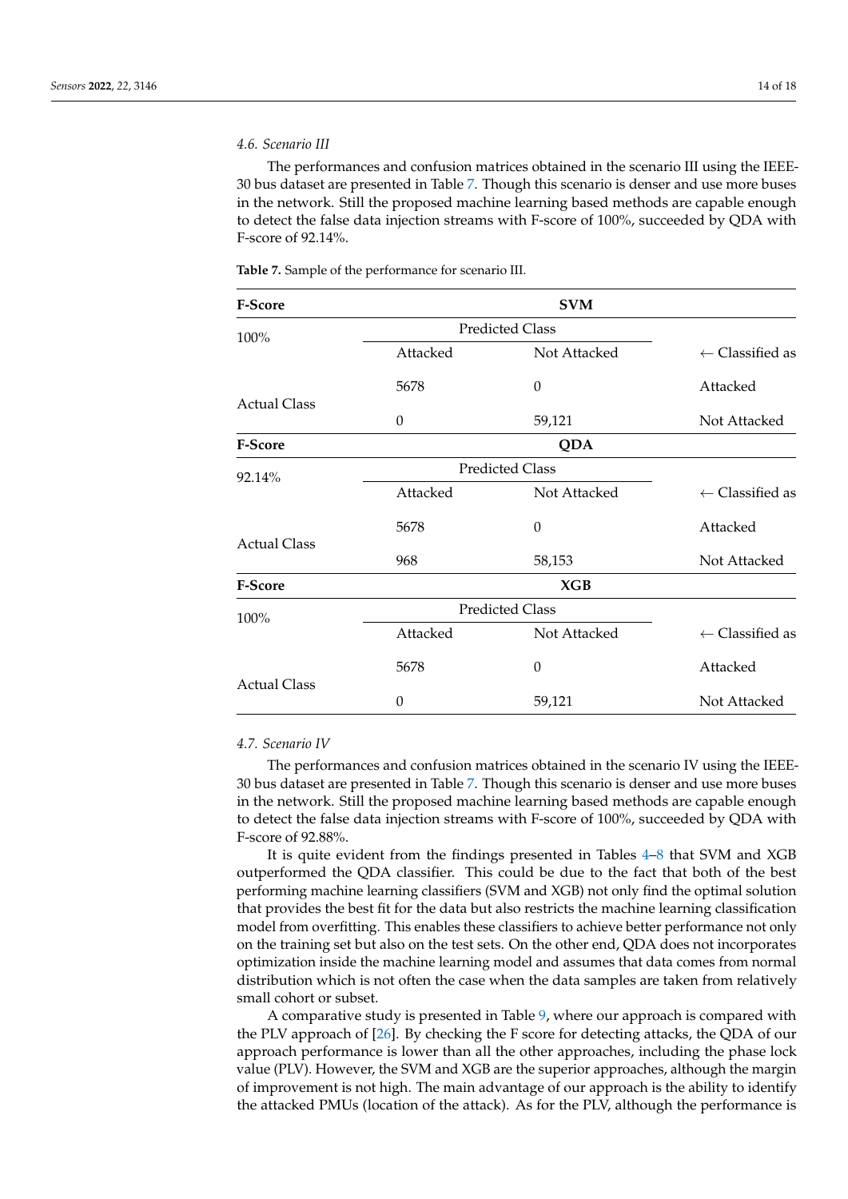### 4.6. Scenario III

The performances and confusion matrices obtained in the scenario III using the IEEE-30 bus dataset are presented in Table 7. Though this scenario is denser and use more buses in the network. Still the proposed machine learning based methods are capable enough to detect the false data injection streams with F-score of 100%, succeeded by QDA with F-score of 92.14%.

**Table 7.** Sample of the performance for scenario III.

| **F-Score** | **SVM** | | |
|---|---|---|---|
| 100% | Predicted Class | | |
| | Attacked | Not Attacked | ← Classified as |
| Actual Class | 5678 | 0 | Attacked |
| | 0 | 59,121 | Not Attacked |
| **F-Score** | **QDA** | | |
| 92.14% | Predicted Class | | |
| | Attacked | Not Attacked | ← Classified as |
| Actual Class | 5678 | 0 | Attacked |
| | 968 | 58,153 | Not Attacked |
| **F-Score** | **XGB** | | |
| 100% | Predicted Class | | |
| | Attacked | Not Attacked | ← Classified as |
| Actual Class | 5678 | 0 | Attacked |
| | 0 | 59,121 | Not Attacked |

### 4.7. Scenario IV

The performances and confusion matrices obtained in the scenario IV using the IEEE-30 bus dataset are presented in Table 7. Though this scenario is denser and use more buses in the network. Still the proposed machine learning based methods are capable enough to detect the false data injection streams with F-score of 100%, succeeded by QDA with F-score of 92.88%.

It is quite evident from the findings presented in Tables 4–8 that SVM and XGB outperformed the QDA classifier. This could be due to the fact that both of the best performing machine learning classifiers (SVM and XGB) not only find the optimal solution that provides the best fit for the data but also restricts the machine learning classification model from overfitting. This enables these classifiers to achieve better performance not only on the training set but also on the test sets. On the other end, QDA does not incorporates optimization inside the machine learning model and assumes that data comes from normal distribution which is not often the case when the data samples are taken from relatively small cohort or subset.

A comparative study is presented in Table 9, where our approach is compared with the PLV approach of [26]. By checking the F score for detecting attacks, the QDA of our approach performance is lower than all the other approaches, including the phase lock value (PLV). However, the SVM and XGB are the superior approaches, although the margin of improvement is not high. The main advantage of our approach is the ability to identify the attacked PMUs (location of the attack). As for the PLV, although the performance is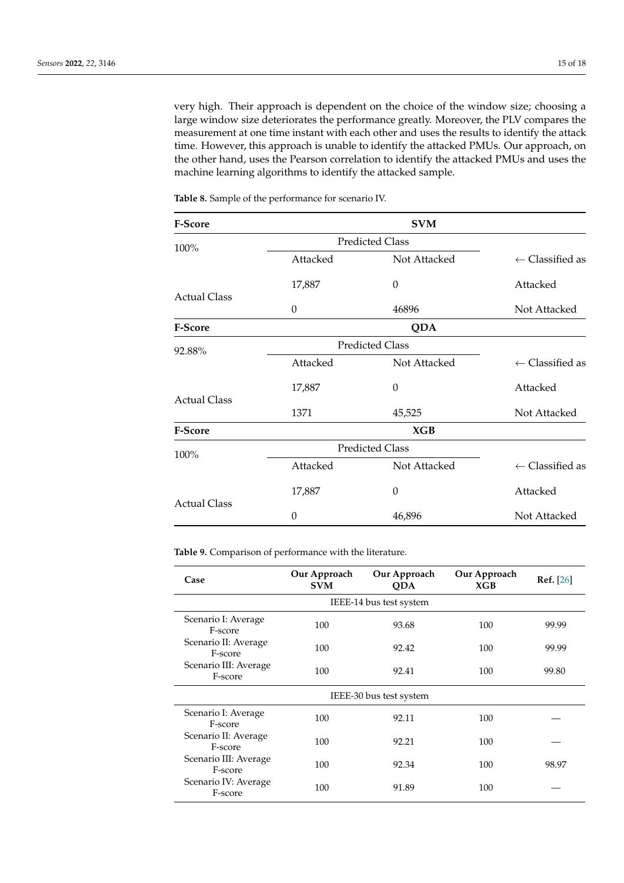very high. Their approach is dependent on the choice of the window size; choosing a large window size deteriorates the performance greatly. Moreover, the PLV compares the measurement at one time instant with each other and uses the results to identify the attack time. However, this approach is unable to identify the attacked PMUs. Our approach, on the other hand, uses the Pearson correlation to identify the attacked PMUs and uses the machine learning algorithms to identify the attacked sample.

**Table 8.** Sample of the performance for scenario IV.

| **F-Score** | **SVM** | | |
|---|---|---|---|
| 100% | Predicted Class | | |
| | Attacked | Not Attacked | ← Classified as |
| Actual Class | 17,887 | 0 | Attacked |
| | 0 | 46896 | Not Attacked |
| **F-Score** | **QDA** | | |
| 92.88% | Predicted Class | | |
| | Attacked | Not Attacked | ← Classified as |
| Actual Class | 17,887 | 0 | Attacked |
| | 1371 | 45,525 | Not Attacked |
| **F-Score** | **XGB** | | |
| 100% | Predicted Class | | |
| | Attacked | Not Attacked | ← Classified as |
| Actual Class | 17,887 | 0 | Attacked |
| | 0 | 46,896 | Not Attacked |

**Table 9.** Comparison of performance with the literature.

| **Case** | **Our Approach SVM** | **Our Approach QDA** | **Our Approach XGB** | **Ref.** [26] |
|---|---|---|---|---|
| IEEE-14 bus test system | | | | |
| Scenario I: Average F-score | 100 | 93.68 | 100 | 99.99 |
| Scenario II: Average F-score | 100 | 92.42 | 100 | 99.99 |
| Scenario III: Average F-score | 100 | 92.41 | 100 | 99.80 |
| IEEE-30 bus test system | | | | |
| Scenario I: Average F-score | 100 | 92.11 | 100 | — |
| Scenario II: Average F-score | 100 | 92.21 | 100 | — |
| Scenario III: Average F-score | 100 | 92.34 | 100 | 98.97 |
| Scenario IV: Average F-score | 100 | 91.89 | 100 | — |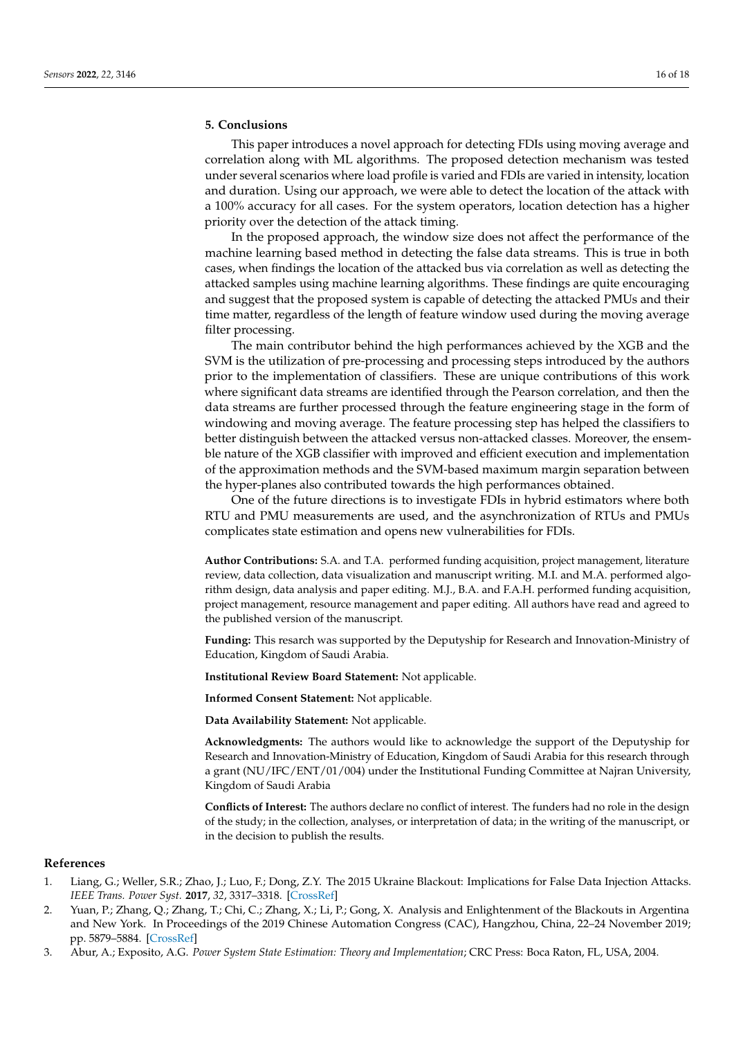## 5. Conclusions

This paper introduces a novel approach for detecting FDIs using moving average and correlation along with ML algorithms. The proposed detection mechanism was tested under several scenarios where load profile is varied and FDIs are varied in intensity, location and duration. Using our approach, we were able to detect the location of the attack with a 100% accuracy for all cases. For the system operators, location detection has a higher priority over the detection of the attack timing.

In the proposed approach, the window size does not affect the performance of the machine learning based method in detecting the false data streams. This is true in both cases, when findings the location of the attacked bus via correlation as well as detecting the attacked samples using machine learning algorithms. These findings are quite encouraging and suggest that the proposed system is capable of detecting the attacked PMUs and their time matter, regardless of the length of feature window used during the moving average filter processing.

The main contributor behind the high performances achieved by the XGB and the SVM is the utilization of pre-processing and processing steps introduced by the authors prior to the implementation of classifiers. These are unique contributions of this work where significant data streams are identified through the Pearson correlation, and then the data streams are further processed through the feature engineering stage in the form of windowing and moving average. The feature processing step has helped the classifiers to better distinguish between the attacked versus non-attacked classes. Moreover, the ensemble nature of the XGB classifier with improved and efficient execution and implementation of the approximation methods and the SVM-based maximum margin separation between the hyper-planes also contributed towards the high performances obtained.

One of the future directions is to investigate FDIs in hybrid estimators where both RTU and PMU measurements are used, and the asynchronization of RTUs and PMUs complicates state estimation and opens new vulnerabilities for FDIs.

**Author Contributions:** S.A. and T.A. performed funding acquisition, project management, literature review, data collection, data visualization and manuscript writing. M.I. and M.A. performed algorithm design, data analysis and paper editing. M.J., B.A. and F.A.H. performed funding acquisition, project management, resource management and paper editing. All authors have read and agreed to the published version of the manuscript.

**Funding:** This resarch was supported by the Deputyship for Research and Innovation-Ministry of Education, Kingdom of Saudi Arabia.

**Institutional Review Board Statement:** Not applicable.

**Informed Consent Statement:** Not applicable.

**Data Availability Statement:** Not applicable.

**Acknowledgments:** The authors would like to acknowledge the support of the Deputyship for Research and Innovation-Ministry of Education, Kingdom of Saudi Arabia for this research through a grant (NU/IFC/ENT/01/004) under the Institutional Funding Committee at Najran University, Kingdom of Saudi Arabia

**Conflicts of Interest:** The authors declare no conflict of interest. The funders had no role in the design of the study; in the collection, analyses, or interpretation of data; in the writing of the manuscript, or in the decision to publish the results.

## References

1. Liang, G.; Weller, S.R.; Zhao, J.; Luo, F.; Dong, Z.Y. The 2015 Ukraine Blackout: Implications for False Data Injection Attacks. *IEEE Trans. Power Syst.* **2017**, *32*, 3317–3318. [CrossRef]
2. Yuan, P.; Zhang, Q.; Zhang, T.; Chi, C.; Zhang, X.; Li, P.; Gong, X. Analysis and Enlightenment of the Blackouts in Argentina and New York. In Proceedings of the 2019 Chinese Automation Congress (CAC), Hangzhou, China, 22–24 November 2019; pp. 5879–5884. [CrossRef]
3. Abur, A.; Exposito, A.G. *Power System State Estimation: Theory and Implementation*; CRC Press: Boca Raton, FL, USA, 2004.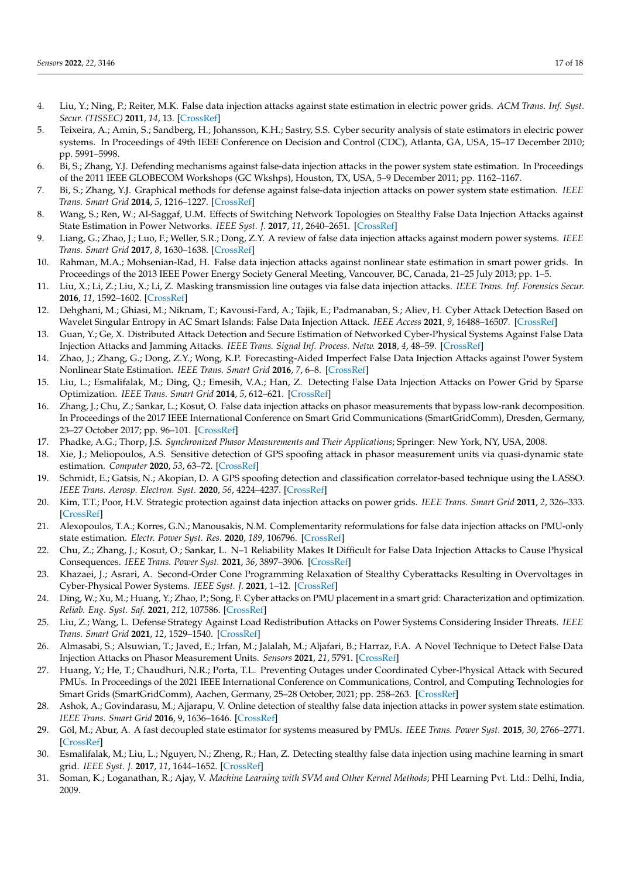4. Liu, Y.; Ning, P.; Reiter, M.K. False data injection attacks against state estimation in electric power grids. *ACM Trans. Inf. Syst. Secur. (TISSEC)* **2011**, *14*, 13. [CrossRef]
5. Teixeira, A.; Amin, S.; Sandberg, H.; Johansson, K.H.; Sastry, S.S. Cyber security analysis of state estimators in electric power systems. In Proceedings of 49th IEEE Conference on Decision and Control (CDC), Atlanta, GA, USA, 15–17 December 2010; pp. 5991–5998.
6. Bi, S.; Zhang, Y.J. Defending mechanisms against false-data injection attacks in the power system state estimation. In Proceedings of the 2011 IEEE GLOBECOM Workshops (GC Wkshps), Houston, TX, USA, 5–9 December 2011; pp. 1162–1167.
7. Bi, S.; Zhang, Y.J. Graphical methods for defense against false-data injection attacks on power system state estimation. *IEEE Trans. Smart Grid* **2014**, *5*, 1216–1227. [CrossRef]
8. Wang, S.; Ren, W.; Al-Saggaf, U.M. Effects of Switching Network Topologies on Stealthy False Data Injection Attacks against State Estimation in Power Networks. *IEEE Syst. J.* **2017**, *11*, 2640–2651. [CrossRef]
9. Liang, G.; Zhao, J.; Luo, F.; Weller, S.R.; Dong, Z.Y. A review of false data injection attacks against modern power systems. *IEEE Trans. Smart Grid* **2017**, *8*, 1630–1638. [CrossRef]
10. Rahman, M.A.; Mohsenian-Rad, H. False data injection attacks against nonlinear state estimation in smart power grids. In Proceedings of the 2013 IEEE Power Energy Society General Meeting, Vancouver, BC, Canada, 21–25 July 2013; pp. 1–5.
11. Liu, X.; Li, Z.; Liu, X.; Li, Z. Masking transmission line outages via false data injection attacks. *IEEE Trans. Inf. Forensics Secur.* **2016**, *11*, 1592–1602. [CrossRef]
12. Dehghani, M.; Ghiasi, M.; Niknam, T.; Kavousi-Fard, A.; Tajik, E.; Padmanaban, S.; Aliev, H. Cyber Attack Detection Based on Wavelet Singular Entropy in AC Smart Islands: False Data Injection Attack. *IEEE Access* **2021**, *9*, 16488–16507. [CrossRef]
13. Guan, Y.; Ge, X. Distributed Attack Detection and Secure Estimation of Networked Cyber-Physical Systems Against False Data Injection Attacks and Jamming Attacks. *IEEE Trans. Signal Inf. Process. Netw.* **2018**, *4*, 48–59. [CrossRef]
14. Zhao, J.; Zhang, G.; Dong, Z.Y.; Wong, K.P. Forecasting-Aided Imperfect False Data Injection Attacks against Power System Nonlinear State Estimation. *IEEE Trans. Smart Grid* **2016**, *7*, 6–8. [CrossRef]
15. Liu, L.; Esmalifalak, M.; Ding, Q.; Emesih, V.A.; Han, Z. Detecting False Data Injection Attacks on Power Grid by Sparse Optimization. *IEEE Trans. Smart Grid* **2014**, *5*, 612–621. [CrossRef]
16. Zhang, J.; Chu, Z.; Sankar, L.; Kosut, O. False data injection attacks on phasor measurements that bypass low-rank decomposition. In Proceedings of the 2017 IEEE International Conference on Smart Grid Communications (SmartGridComm), Dresden, Germany, 23–27 October 2017; pp. 96–101. [CrossRef]
17. Phadke, A.G.; Thorp, J.S. *Synchronized Phasor Measurements and Their Applications*; Springer: New York, NY, USA, 2008.
18. Xie, J.; Meliopoulos, A.S. Sensitive detection of GPS spoofing attack in phasor measurement units via quasi-dynamic state estimation. *Computer* **2020**, *53*, 63–72. [CrossRef]
19. Schmidt, E.; Gatsis, N.; Akopian, D. A GPS spoofing detection and classification correlator-based technique using the LASSO. *IEEE Trans. Aerosp. Electron. Syst.* **2020**, *56*, 4224–4237. [CrossRef]
20. Kim, T.T.; Poor, H.V. Strategic protection against data injection attacks on power grids. *IEEE Trans. Smart Grid* **2011**, *2*, 326–333. [CrossRef]
21. Alexopoulos, T.A.; Korres, G.N.; Manousakis, N.M. Complementarity reformulations for false data injection attacks on PMU-only state estimation. *Electr. Power Syst. Res.* **2020**, *189*, 106796. [CrossRef]
22. Chu, Z.; Zhang, J.; Kosut, O.; Sankar, L. N–1 Reliability Makes It Difficult for False Data Injection Attacks to Cause Physical Consequences. *IEEE Trans. Power Syst.* **2021**, *36*, 3897–3906. [CrossRef]
23. Khazaei, J.; Asrari, A. Second-Order Cone Programming Relaxation of Stealthy Cyberattacks Resulting in Overvoltages in Cyber-Physical Power Systems. *IEEE Syst. J.* **2021**, 1–12. [CrossRef]
24. Ding, W.; Xu, M.; Huang, Y.; Zhao, P.; Song, F. Cyber attacks on PMU placement in a smart grid: Characterization and optimization. *Reliab. Eng. Syst. Saf.* **2021**, *212*, 107586. [CrossRef]
25. Liu, Z.; Wang, L. Defense Strategy Against Load Redistribution Attacks on Power Systems Considering Insider Threats. *IEEE Trans. Smart Grid* **2021**, *12*, 1529–1540. [CrossRef]
26. Almasabi, S.; Alsuwian, T.; Javed, E.; Irfan, M.; Jalalah, M.; Aljafari, B.; Harraz, F.A. A Novel Technique to Detect False Data Injection Attacks on Phasor Measurement Units. *Sensors* **2021**, *21*, 5791. [CrossRef]
27. Huang, Y.; He, T.; Chaudhuri, N.R.; Porta, T.L. Preventing Outages under Coordinated Cyber-Physical Attack with Secured PMUs. In Proceedings of the 2021 IEEE International Conference on Communications, Control, and Computing Technologies for Smart Grids (SmartGridComm), Aachen, Germany, 25–28 October, 2021; pp. 258–263. [CrossRef]
28. Ashok, A.; Govindarasu, M.; Ajjarapu, V. Online detection of stealthy false data injection attacks in power system state estimation. *IEEE Trans. Smart Grid* **2016**, *9*, 1636–1646. [CrossRef]
29. Göl, M.; Abur, A. A fast decoupled state estimator for systems measured by PMUs. *IEEE Trans. Power Syst.* **2015**, *30*, 2766–2771. [CrossRef]
30. Esmalifalak, M.; Liu, L.; Nguyen, N.; Zheng, R.; Han, Z. Detecting stealthy false data injection using machine learning in smart grid. *IEEE Syst. J.* **2017**, *11*, 1644–1652. [CrossRef]
31. Soman, K.; Loganathan, R.; Ajay, V. *Machine Learning with SVM and Other Kernel Methods*; PHI Learning Pvt. Ltd.: Delhi, India, 2009.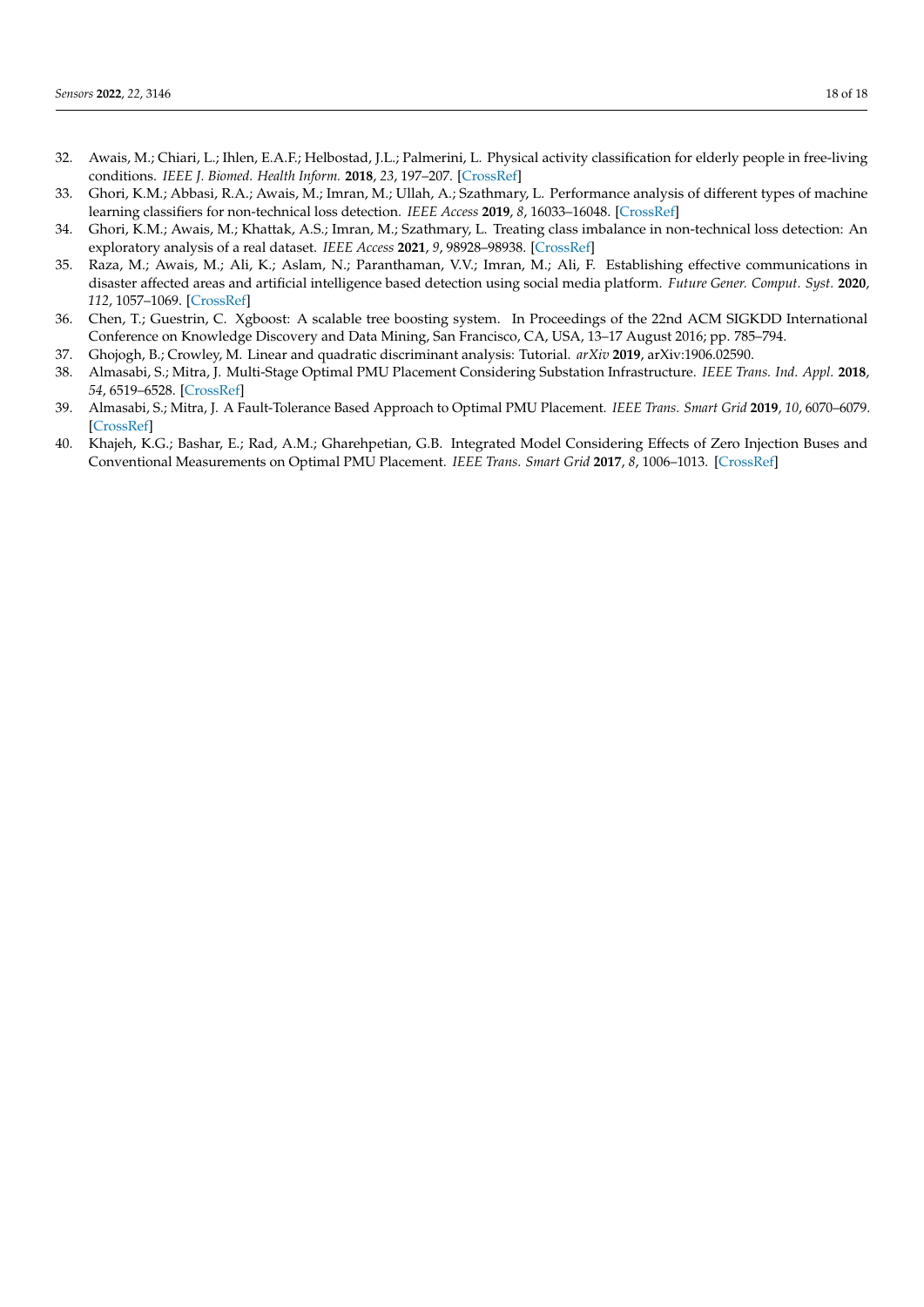32. Awais, M.; Chiari, L.; Ihlen, E.A.F.; Helbostad, J.L.; Palmerini, L. Physical activity classification for elderly people in free-living conditions. *IEEE J. Biomed. Health Inform.* **2018**, *23*, 197–207. [CrossRef]
33. Ghori, K.M.; Abbasi, R.A.; Awais, M.; Imran, M.; Ullah, A.; Szathmary, L. Performance analysis of different types of machine learning classifiers for non-technical loss detection. *IEEE Access* **2019**, *8*, 16033–16048. [CrossRef]
34. Ghori, K.M.; Awais, M.; Khattak, A.S.; Imran, M.; Szathmary, L. Treating class imbalance in non-technical loss detection: An exploratory analysis of a real dataset. *IEEE Access* **2021**, *9*, 98928–98938. [CrossRef]
35. Raza, M.; Awais, M.; Ali, K.; Aslam, N.; Paranthaman, V.V.; Imran, M.; Ali, F. Establishing effective communications in disaster affected areas and artificial intelligence based detection using social media platform. *Future Gener. Comput. Syst.* **2020**, *112*, 1057–1069. [CrossRef]
36. Chen, T.; Guestrin, C. Xgboost: A scalable tree boosting system. In Proceedings of the 22nd ACM SIGKDD International Conference on Knowledge Discovery and Data Mining, San Francisco, CA, USA, 13–17 August 2016; pp. 785–794.
37. Ghojogh, B.; Crowley, M. Linear and quadratic discriminant analysis: Tutorial. *arXiv* **2019**, arXiv:1906.02590.
38. Almasabi, S.; Mitra, J. Multi-Stage Optimal PMU Placement Considering Substation Infrastructure. *IEEE Trans. Ind. Appl.* **2018**, *54*, 6519–6528. [CrossRef]
39. Almasabi, S.; Mitra, J. A Fault-Tolerance Based Approach to Optimal PMU Placement. *IEEE Trans. Smart Grid* **2019**, *10*, 6070–6079. [CrossRef]
40. Khajeh, K.G.; Bashar, E.; Rad, A.M.; Gharehpetian, G.B. Integrated Model Considering Effects of Zero Injection Buses and Conventional Measurements on Optimal PMU Placement. *IEEE Trans. Smart Grid* **2017**, *8*, 1006–1013. [CrossRef]